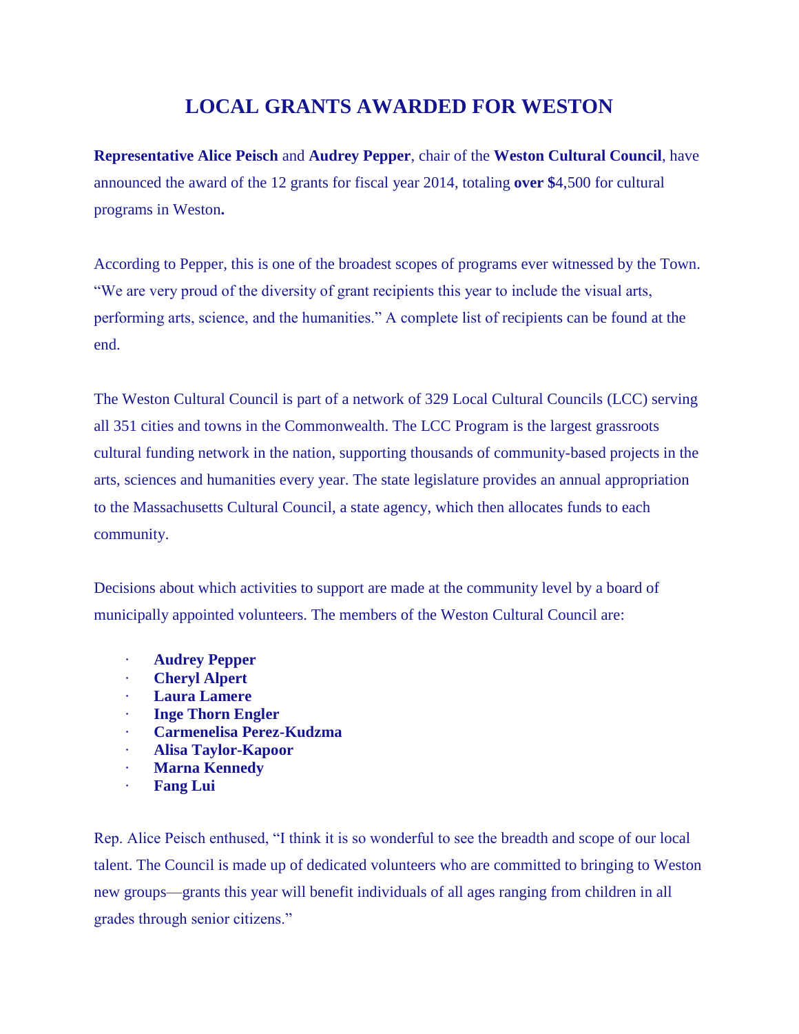# LOCAL GRANTS AWARDED FOR WESTON

**Representative Alice Peisch** and **Audrey Pepper**, chair of the **Weston Cultural Council**, have announced the award of the 12 grants for fiscal year 2014, totaling **over $**4,500 for cultural programs in Weston**.**

According to Pepper, this is one of the broadest scopes of programs ever witnessed by the Town. "We are very proud of the diversity of grant recipients this year to include the visual arts, performing arts, science, and the humanities." A complete list of recipients can be found at the end.

The Weston Cultural Council is part of a network of 329 Local Cultural Councils (LCC) serving all 351 cities and towns in the Commonwealth. The LCC Program is the largest grassroots cultural funding network in the nation, supporting thousands of community-based projects in the arts, sciences and humanities every year. The state legislature provides an annual appropriation to the Massachusetts Cultural Council, a state agency, which then allocates funds to each community.

Decisions about which activities to support are made at the community level by a board of municipally appointed volunteers. The members of the Weston Cultural Council are:

- **Audrey Pepper**
- **Cheryl Alpert**
- **Laura Lamere**
- **Inge Thorn Engler**
- **Carmenelisa Perez-Kudzma**
- **Alisa Taylor-Kapoor**
- **Marna Kennedy**
- **Fang Lui**

Rep. Alice Peisch enthused, "I think it is so wonderful to see the breadth and scope of our local talent. The Council is made up of dedicated volunteers who are committed to bringing to Weston new groups—grants this year will benefit individuals of all ages ranging from children in all grades through senior citizens."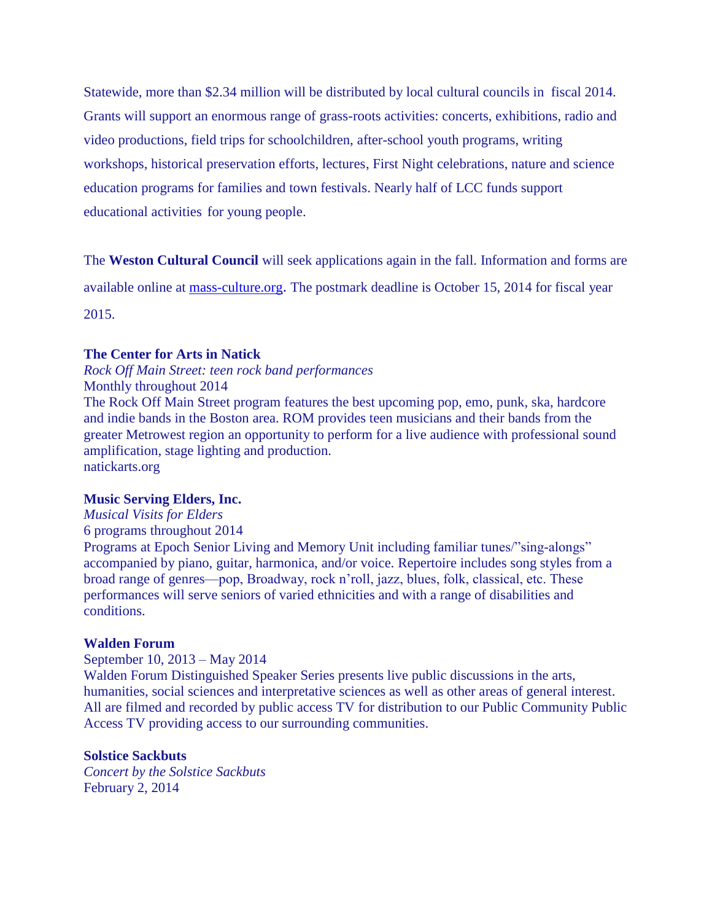Statewide, more than $2.34 million will be distributed by local cultural councils in fiscal 2014. Grants will support an enormous range of grass-roots activities: concerts, exhibitions, radio and video productions, field trips for schoolchildren, after-school youth programs, writing workshops, historical preservation efforts, lectures, First Night celebrations, nature and science education programs for families and town festivals. Nearly half of LCC funds support educational activities for young people.

The **Weston Cultural Council** will seek applications again in the fall. Information and forms are available online at [mass-culture.org](mass-culture.org). The postmark deadline is October 15, 2014 for fiscal year 2015.

**The Center for Arts in Natick**
*Rock Off Main Street: teen rock band performances*
Monthly throughout 2014
The Rock Off Main Street program features the best upcoming pop, emo, punk, ska, hardcore and indie bands in the Boston area. ROM provides teen musicians and their bands from the greater Metrowest region an opportunity to perform for a live audience with professional sound amplification, stage lighting and production.
natickarts.org

**Music Serving Elders, Inc.**
*Musical Visits for Elders*
6 programs throughout 2014
Programs at Epoch Senior Living and Memory Unit including familiar tunes/"sing-alongs" accompanied by piano, guitar, harmonica, and/or voice. Repertoire includes song styles from a broad range of genres—pop, Broadway, rock n'roll, jazz, blues, folk, classical, etc. These performances will serve seniors of varied ethnicities and with a range of disabilities and conditions.

**Walden Forum**
September 10, 2013 – May 2014
Walden Forum Distinguished Speaker Series presents live public discussions in the arts, humanities, social sciences and interpretative sciences as well as other areas of general interest. All are filmed and recorded by public access TV for distribution to our Public Community Public Access TV providing access to our surrounding communities.

**Solstice Sackbuts**
*Concert by the Solstice Sackbuts*
February 2, 2014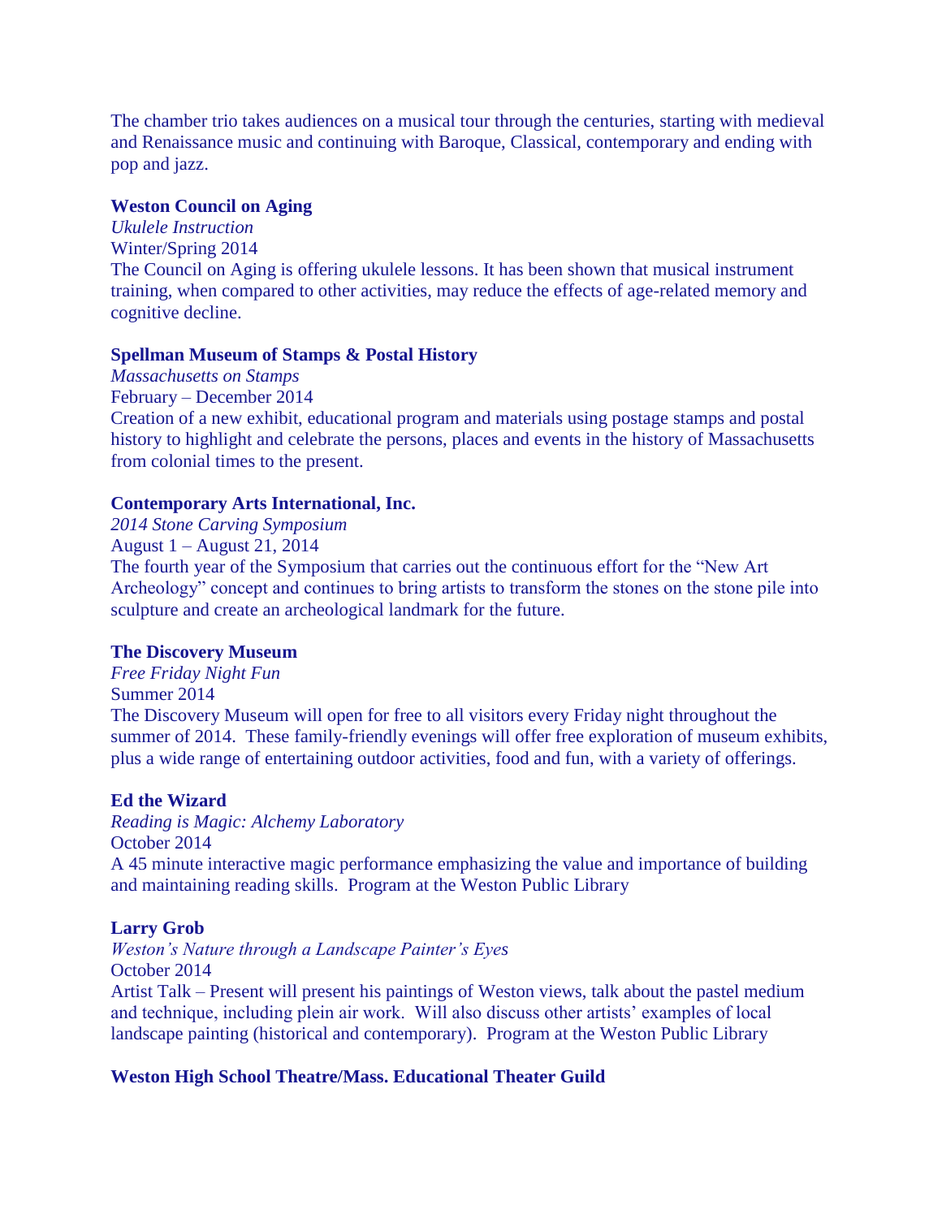The chamber trio takes audiences on a musical tour through the centuries, starting with medieval and Renaissance music and continuing with Baroque, Classical, contemporary and ending with pop and jazz.

**Weston Council on Aging**
*Ukulele Instruction*
Winter/Spring 2014
The Council on Aging is offering ukulele lessons. It has been shown that musical instrument training, when compared to other activities, may reduce the effects of age-related memory and cognitive decline.

**Spellman Museum of Stamps & Postal History**
*Massachusetts on Stamps*
February – December 2014
Creation of a new exhibit, educational program and materials using postage stamps and postal history to highlight and celebrate the persons, places and events in the history of Massachusetts from colonial times to the present.

**Contemporary Arts International, Inc.**
*2014 Stone Carving Symposium*
August 1 – August 21, 2014
The fourth year of the Symposium that carries out the continuous effort for the "New Art Archeology" concept and continues to bring artists to transform the stones on the stone pile into sculpture and create an archeological landmark for the future.

**The Discovery Museum**
*Free Friday Night Fun*
Summer 2014
The Discovery Museum will open for free to all visitors every Friday night throughout the summer of 2014. These family-friendly evenings will offer free exploration of museum exhibits, plus a wide range of entertaining outdoor activities, food and fun, with a variety of offerings.

**Ed the Wizard**
*Reading is Magic: Alchemy Laboratory*
October 2014
A 45 minute interactive magic performance emphasizing the value and importance of building and maintaining reading skills. Program at the Weston Public Library

**Larry Grob**
*Weston's Nature through a Landscape Painter's Eyes*
October 2014
Artist Talk – Present will present his paintings of Weston views, talk about the pastel medium and technique, including plein air work. Will also discuss other artists' examples of local landscape painting (historical and contemporary). Program at the Weston Public Library

**Weston High School Theatre/Mass. Educational Theater Guild**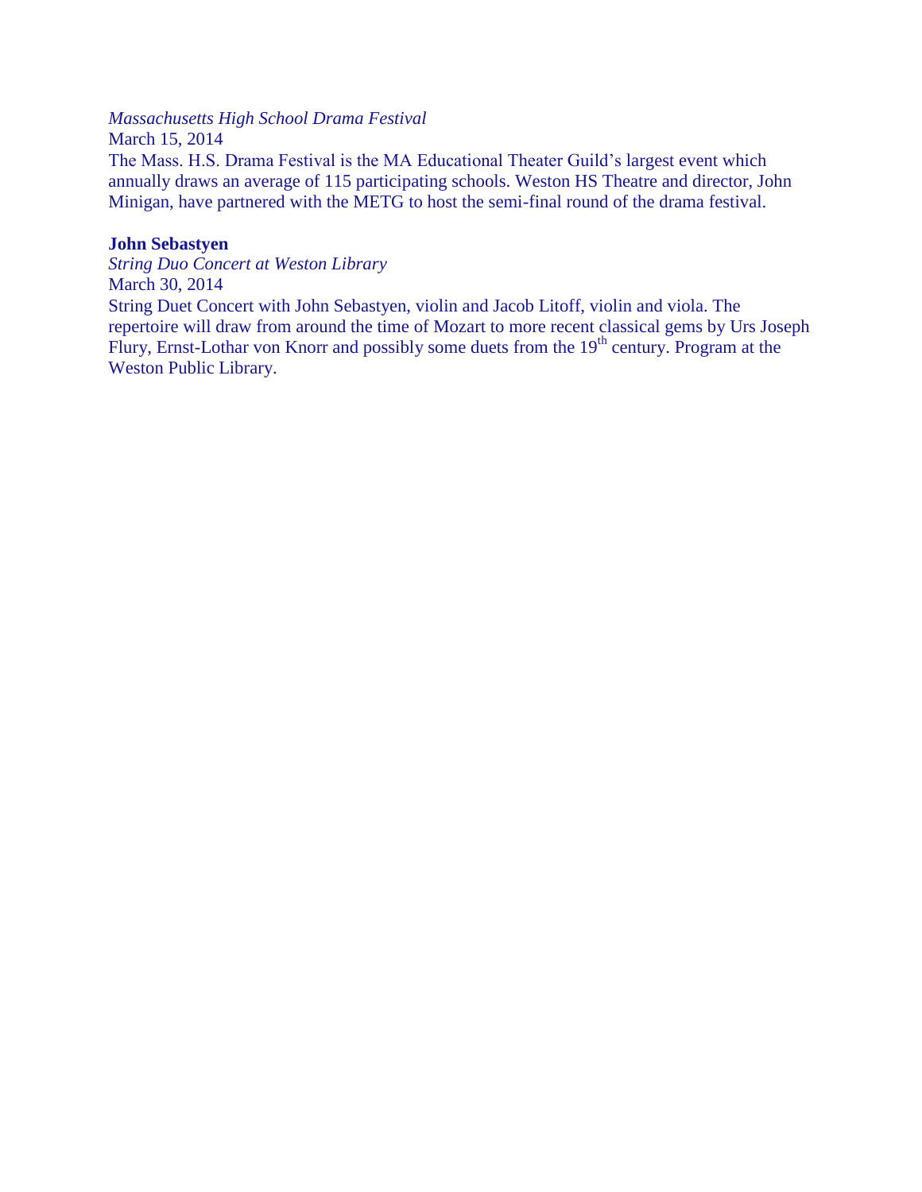*Massachusetts High School Drama Festival*
March 15, 2014
The Mass. H.S. Drama Festival is the MA Educational Theater Guild's largest event which annually draws an average of 115 participating schools. Weston HS Theatre and director, John Minigan, have partnered with the METG to host the semi-final round of the drama festival.

**John Sebastyen**
*String Duo Concert at Weston Library*
March 30, 2014
String Duet Concert with John Sebastyen, violin and Jacob Litoff, violin and viola. The repertoire will draw from around the time of Mozart to more recent classical gems by Urs Joseph Flury, Ernst-Lothar von Knorr and possibly some duets from the 19th century. Program at the Weston Public Library.